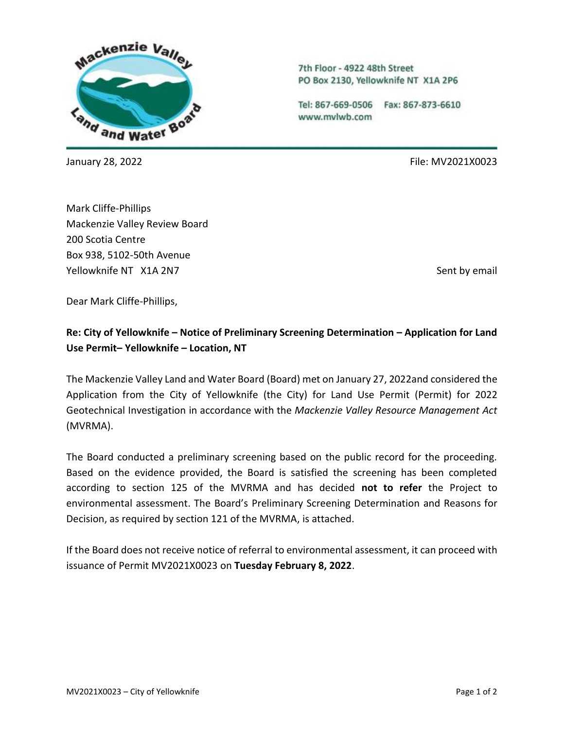Mackenzie Valley Land and Water Board

7th Floor - 4922 48th Street
PO Box 2130, Yellowknife NT X1A 2P6

Tel: 867-669-0506 Fax: 867-873-6610
www.mvlwb.com

January 28, 2022

File: MV2021X0023

Mark Cliffe-Phillips
Mackenzie Valley Review Board
200 Scotia Centre
Box 938, 5102-50th Avenue
Yellowknife NT X1A 2N7

Sent by email

Dear Mark Cliffe-Phillips,

**Re: City of Yellowknife – Notice of Preliminary Screening Determination – Application for Land Use Permit– Yellowknife – Location, NT**

The Mackenzie Valley Land and Water Board (Board) met on January 27, 2022and considered the Application from the City of Yellowknife (the City) for Land Use Permit (Permit) for 2022 Geotechnical Investigation in accordance with the *Mackenzie Valley Resource Management Act* (MVRMA).

The Board conducted a preliminary screening based on the public record for the proceeding. Based on the evidence provided, the Board is satisfied the screening has been completed according to section 125 of the MVRMA and has decided **not to refer** the Project to environmental assessment. The Board's Preliminary Screening Determination and Reasons for Decision, as required by section 121 of the MVRMA, is attached.

If the Board does not receive notice of referral to environmental assessment, it can proceed with issuance of Permit MV2021X0023 on **Tuesday February 8, 2022**.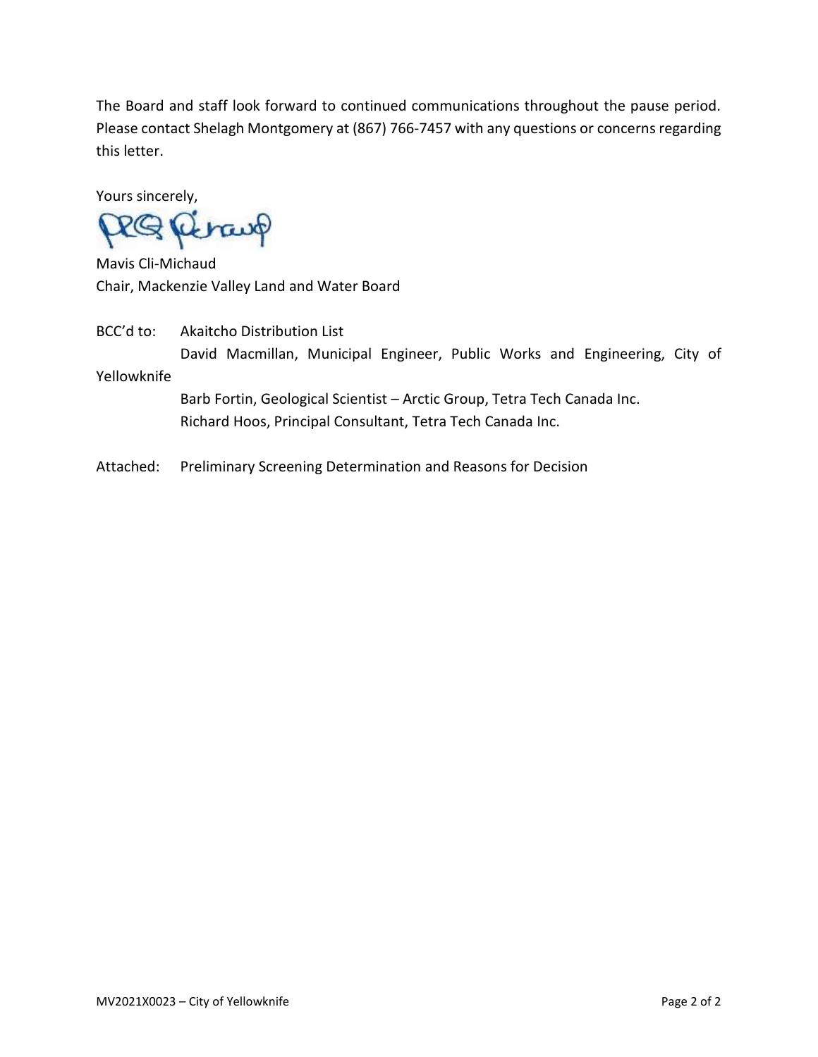The Board and staff look forward to continued communications throughout the pause period. Please contact Shelagh Montgomery at (867) 766-7457 with any questions or concerns regarding this letter.

Yours sincerely,

Mavis Cli-Michaud
Chair, Mackenzie Valley Land and Water Board

BCC'd to: Akaitcho Distribution List
David Macmillan, Municipal Engineer, Public Works and Engineering, City of Yellowknife
Barb Fortin, Geological Scientist – Arctic Group, Tetra Tech Canada Inc.
Richard Hoos, Principal Consultant, Tetra Tech Canada Inc.

Attached: Preliminary Screening Determination and Reasons for Decision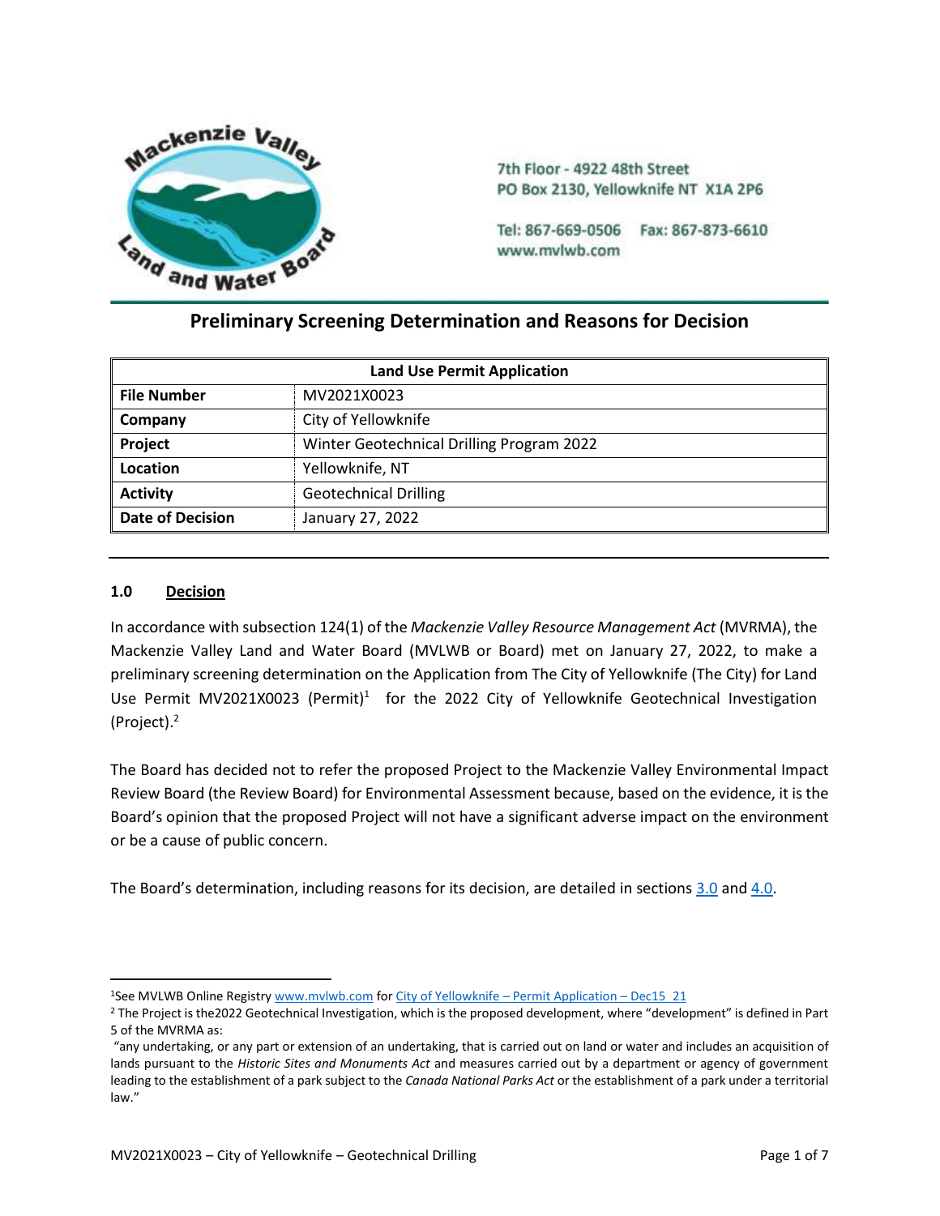7th Floor - 4922 48th Street
PO Box 2130, Yellowknife NT X1A 2P6

Tel: 867-669-0506 Fax: 867-873-6610
www.mvlwb.com

# Preliminary Screening Determination and Reasons for Decision

| Land Use Permit Application | |
|---|---|
| **File Number** | MV2021X0023 |
| **Company** | City of Yellowknife |
| **Project** | Winter Geotechnical Drilling Program 2022 |
| **Location** | Yellowknife, NT |
| **Activity** | Geotechnical Drilling |
| **Date of Decision** | January 27, 2022 |

## 1.0 Decision

In accordance with subsection 124(1) of the *Mackenzie Valley Resource Management Act* (MVRMA), the Mackenzie Valley Land and Water Board (MVLWB or Board) met on January 27, 2022, to make a preliminary screening determination on the Application from The City of Yellowknife (The City) for Land Use Permit MV2021X0023 (Permit)[1] for the 2022 City of Yellowknife Geotechnical Investigation (Project).[2]

The Board has decided not to refer the proposed Project to the Mackenzie Valley Environmental Impact Review Board (the Review Board) for Environmental Assessment because, based on the evidence, it is the Board's opinion that the proposed Project will not have a significant adverse impact on the environment or be a cause of public concern.

The Board's determination, including reasons for its decision, are detailed in sections 3.0 and 4.0.

---

[1] See MVLWB Online Registry www.mvlwb.com for City of Yellowknife – Permit Application – Dec15_21

[2] The Project is the2022 Geotechnical Investigation, which is the proposed development, where "development" is defined in Part 5 of the MVRMA as:

"any undertaking, or any part or extension of an undertaking, that is carried out on land or water and includes an acquisition of lands pursuant to the *Historic Sites and Monuments Act* and measures carried out by a department or agency of government leading to the establishment of a park subject to the *Canada National Parks Act* or the establishment of a park under a territorial law."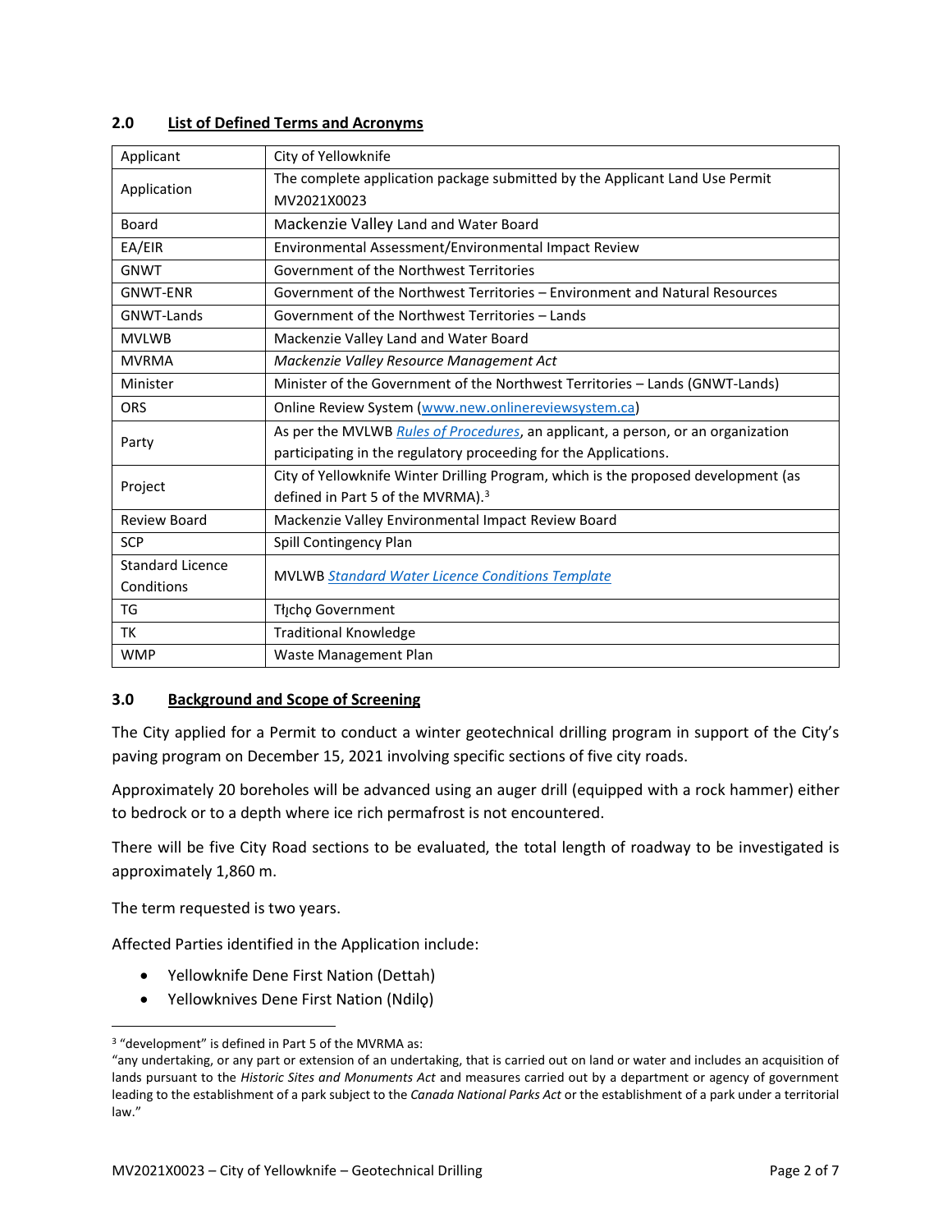## 2.0 List of Defined Terms and Acronyms

| Applicant | City of Yellowknife |
|---|---|
| Application | The complete application package submitted by the Applicant Land Use Permit MV2021X0023 |
| Board | Mackenzie Valley Land and Water Board |
| EA/EIR | Environmental Assessment/Environmental Impact Review |
| GNWT | Government of the Northwest Territories |
| GNWT-ENR | Government of the Northwest Territories – Environment and Natural Resources |
| GNWT-Lands | Government of the Northwest Territories – Lands |
| MVLWB | Mackenzie Valley Land and Water Board |
| MVRMA | *Mackenzie Valley Resource Management Act* |
| Minister | Minister of the Government of the Northwest Territories – Lands (GNWT-Lands) |
| ORS | Online Review System (www.new.onlinereviewsystem.ca) |
| Party | As per the MVLWB *Rules of Procedures*, an applicant, a person, or an organization participating in the regulatory proceeding for the Applications. |
| Project | City of Yellowknife Winter Drilling Program, which is the proposed development (as defined in Part 5 of the MVRMA).[3] |
| Review Board | Mackenzie Valley Environmental Impact Review Board |
| SCP | Spill Contingency Plan |
| Standard Licence Conditions | MVLWB *Standard Water Licence Conditions Template* |
| TG | Tłı̨chǫ Government |
| TK | Traditional Knowledge |
| WMP | Waste Management Plan |

## 3.0 Background and Scope of Screening

The City applied for a Permit to conduct a winter geotechnical drilling program in support of the City's paving program on December 15, 2021 involving specific sections of five city roads.

Approximately 20 boreholes will be advanced using an auger drill (equipped with a rock hammer) either to bedrock or to a depth where ice rich permafrost is not encountered.

There will be five City Road sections to be evaluated, the total length of roadway to be investigated is approximately 1,860 m.

The term requested is two years.

Affected Parties identified in the Application include:

- Yellowknife Dene First Nation (Dettah)
- Yellowknives Dene First Nation (Ndilǫ)

[3] "development" is defined in Part 5 of the MVRMA as:
"any undertaking, or any part or extension of an undertaking, that is carried out on land or water and includes an acquisition of lands pursuant to the *Historic Sites and Monuments Act* and measures carried out by a department or agency of government leading to the establishment of a park subject to the *Canada National Parks Act* or the establishment of a park under a territorial law."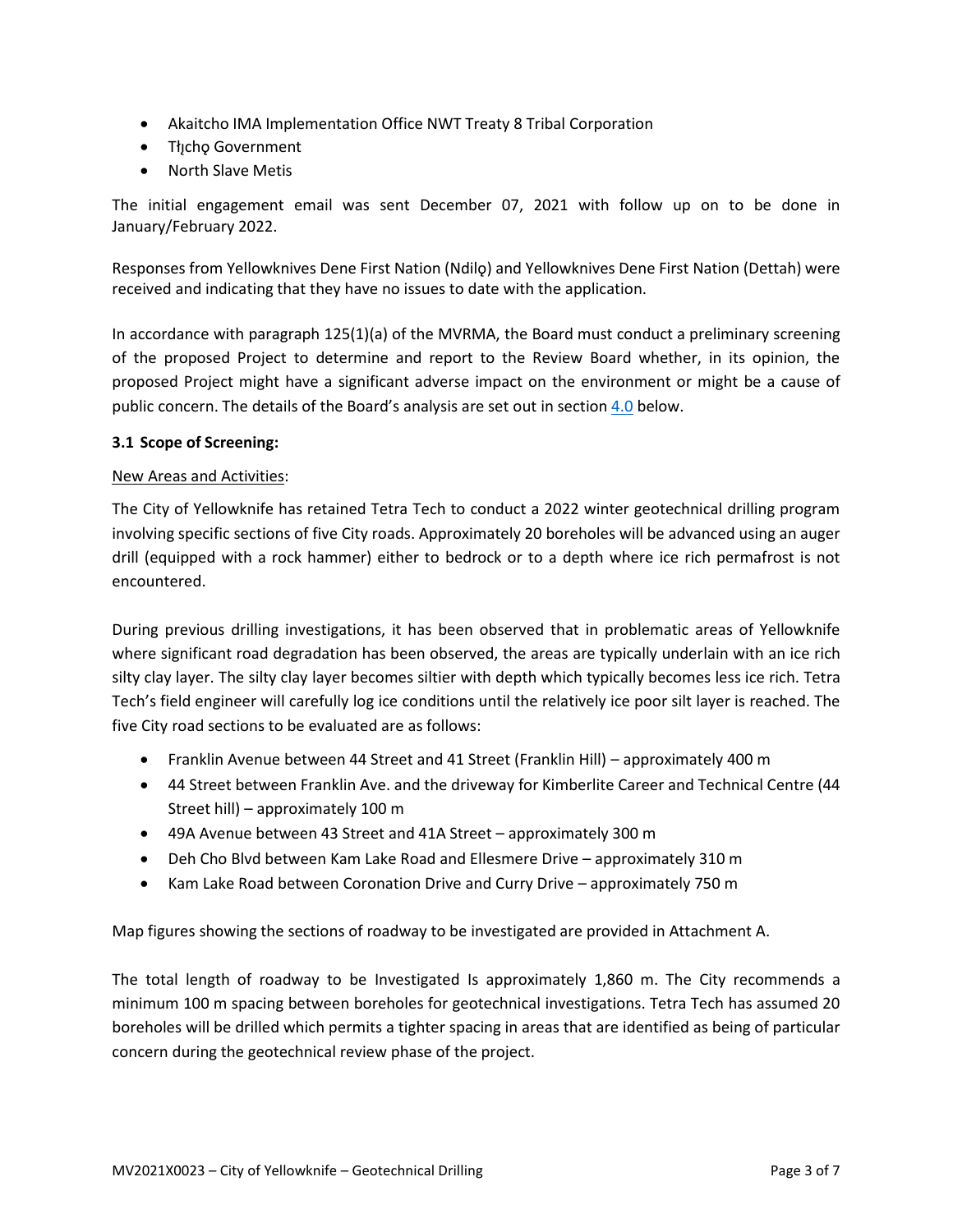- Akaitcho IMA Implementation Office NWT Treaty 8 Tribal Corporation
- Tłı̨chǫ Government
- North Slave Metis

The initial engagement email was sent December 07, 2021 with follow up on to be done in January/February 2022.

Responses from Yellowknives Dene First Nation (Ndilǫ) and Yellowknives Dene First Nation (Dettah) were received and indicating that they have no issues to date with the application.

In accordance with paragraph 125(1)(a) of the MVRMA, the Board must conduct a preliminary screening of the proposed Project to determine and report to the Review Board whether, in its opinion, the proposed Project might have a significant adverse impact on the environment or might be a cause of public concern. The details of the Board's analysis are set out in section 4.0 below.

### 3.1 Scope of Screening:

New Areas and Activities:

The City of Yellowknife has retained Tetra Tech to conduct a 2022 winter geotechnical drilling program involving specific sections of five City roads. Approximately 20 boreholes will be advanced using an auger drill (equipped with a rock hammer) either to bedrock or to a depth where ice rich permafrost is not encountered.

During previous drilling investigations, it has been observed that in problematic areas of Yellowknife where significant road degradation has been observed, the areas are typically underlain with an ice rich silty clay layer. The silty clay layer becomes siltier with depth which typically becomes less ice rich. Tetra Tech's field engineer will carefully log ice conditions until the relatively ice poor silt layer is reached. The five City road sections to be evaluated are as follows:

- Franklin Avenue between 44 Street and 41 Street (Franklin Hill) – approximately 400 m
- 44 Street between Franklin Ave. and the driveway for Kimberlite Career and Technical Centre (44 Street hill) – approximately 100 m
- 49A Avenue between 43 Street and 41A Street – approximately 300 m
- Deh Cho Blvd between Kam Lake Road and Ellesmere Drive – approximately 310 m
- Kam Lake Road between Coronation Drive and Curry Drive – approximately 750 m

Map figures showing the sections of roadway to be investigated are provided in Attachment A.

The total length of roadway to be Investigated Is approximately 1,860 m. The City recommends a minimum 100 m spacing between boreholes for geotechnical investigations. Tetra Tech has assumed 20 boreholes will be drilled which permits a tighter spacing in areas that are identified as being of particular concern during the geotechnical review phase of the project.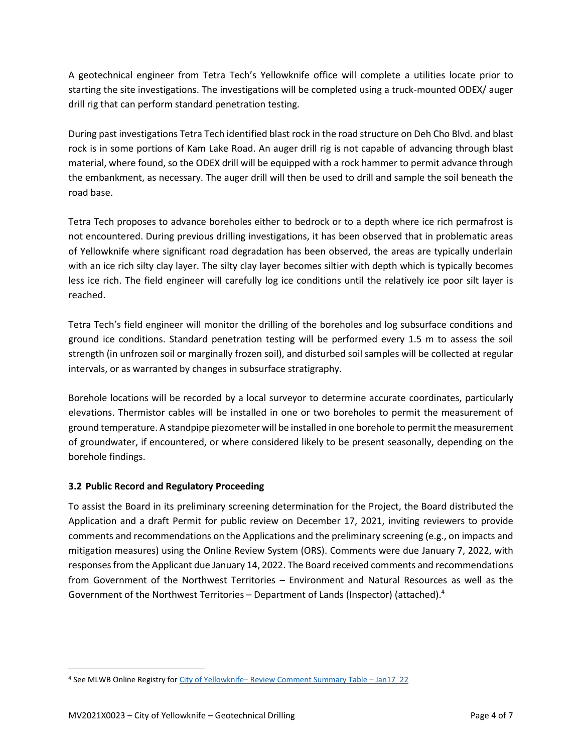A geotechnical engineer from Tetra Tech's Yellowknife office will complete a utilities locate prior to starting the site investigations. The investigations will be completed using a truck-mounted ODEX/ auger drill rig that can perform standard penetration testing.

During past investigations Tetra Tech identified blast rock in the road structure on Deh Cho Blvd. and blast rock is in some portions of Kam Lake Road. An auger drill rig is not capable of advancing through blast material, where found, so the ODEX drill will be equipped with a rock hammer to permit advance through the embankment, as necessary. The auger drill will then be used to drill and sample the soil beneath the road base.

Tetra Tech proposes to advance boreholes either to bedrock or to a depth where ice rich permafrost is not encountered. During previous drilling investigations, it has been observed that in problematic areas of Yellowknife where significant road degradation has been observed, the areas are typically underlain with an ice rich silty clay layer. The silty clay layer becomes siltier with depth which is typically becomes less ice rich. The field engineer will carefully log ice conditions until the relatively ice poor silt layer is reached.

Tetra Tech's field engineer will monitor the drilling of the boreholes and log subsurface conditions and ground ice conditions. Standard penetration testing will be performed every 1.5 m to assess the soil strength (in unfrozen soil or marginally frozen soil), and disturbed soil samples will be collected at regular intervals, or as warranted by changes in subsurface stratigraphy.

Borehole locations will be recorded by a local surveyor to determine accurate coordinates, particularly elevations. Thermistor cables will be installed in one or two boreholes to permit the measurement of ground temperature. A standpipe piezometer will be installed in one borehole to permit the measurement of groundwater, if encountered, or where considered likely to be present seasonally, depending on the borehole findings.

### 3.2 Public Record and Regulatory Proceeding

To assist the Board in its preliminary screening determination for the Project, the Board distributed the Application and a draft Permit for public review on December 17, 2021, inviting reviewers to provide comments and recommendations on the Applications and the preliminary screening (e.g., on impacts and mitigation measures) using the Online Review System (ORS). Comments were due January 7, 2022, with responses from the Applicant due January 14, 2022. The Board received comments and recommendations from Government of the Northwest Territories – Environment and Natural Resources as well as the Government of the Northwest Territories – Department of Lands (Inspector) (attached).[4]

[4] See MLWB Online Registry for City of Yellowknife– Review Comment Summary Table – Jan17_22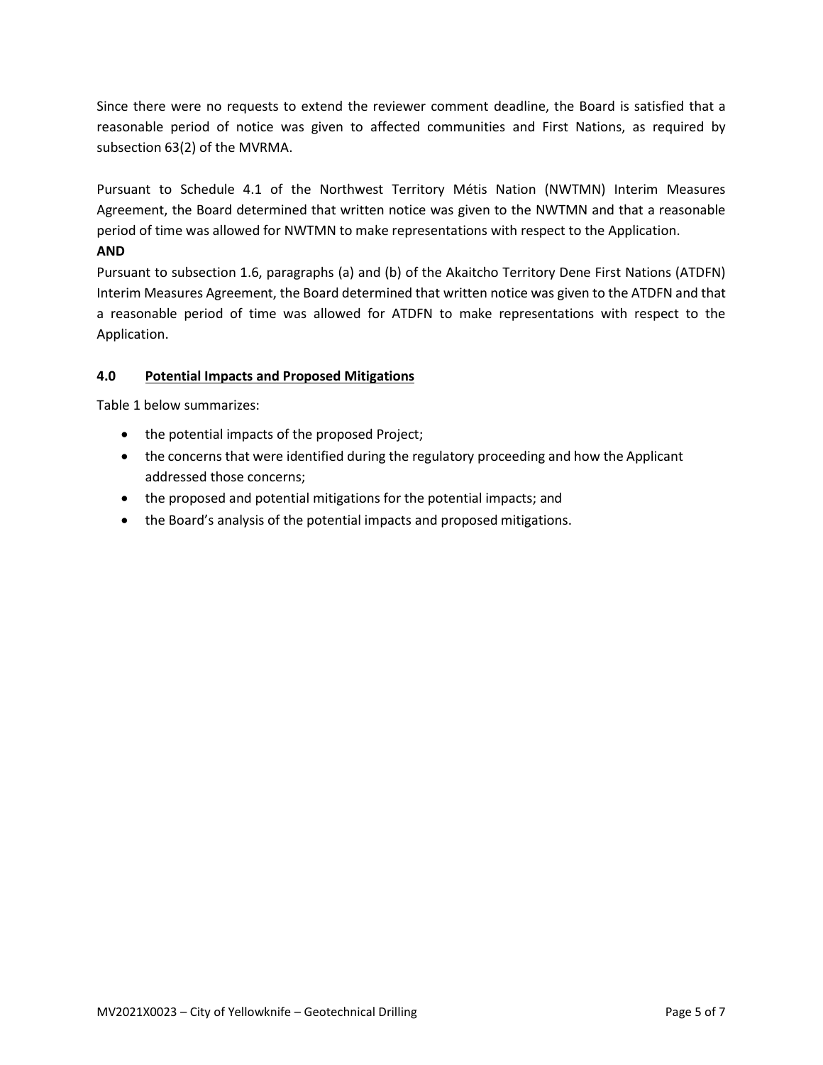Since there were no requests to extend the reviewer comment deadline, the Board is satisfied that a reasonable period of notice was given to affected communities and First Nations, as required by subsection 63(2) of the MVRMA.

Pursuant to Schedule 4.1 of the Northwest Territory Métis Nation (NWTMN) Interim Measures Agreement, the Board determined that written notice was given to the NWTMN and that a reasonable period of time was allowed for NWTMN to make representations with respect to the Application.

**AND**

Pursuant to subsection 1.6, paragraphs (a) and (b) of the Akaitcho Territory Dene First Nations (ATDFN) Interim Measures Agreement, the Board determined that written notice was given to the ATDFN and that a reasonable period of time was allowed for ATDFN to make representations with respect to the Application.

## 4.0 Potential Impacts and Proposed Mitigations

Table 1 below summarizes:

- the potential impacts of the proposed Project;
- the concerns that were identified during the regulatory proceeding and how the Applicant addressed those concerns;
- the proposed and potential mitigations for the potential impacts; and
- the Board's analysis of the potential impacts and proposed mitigations.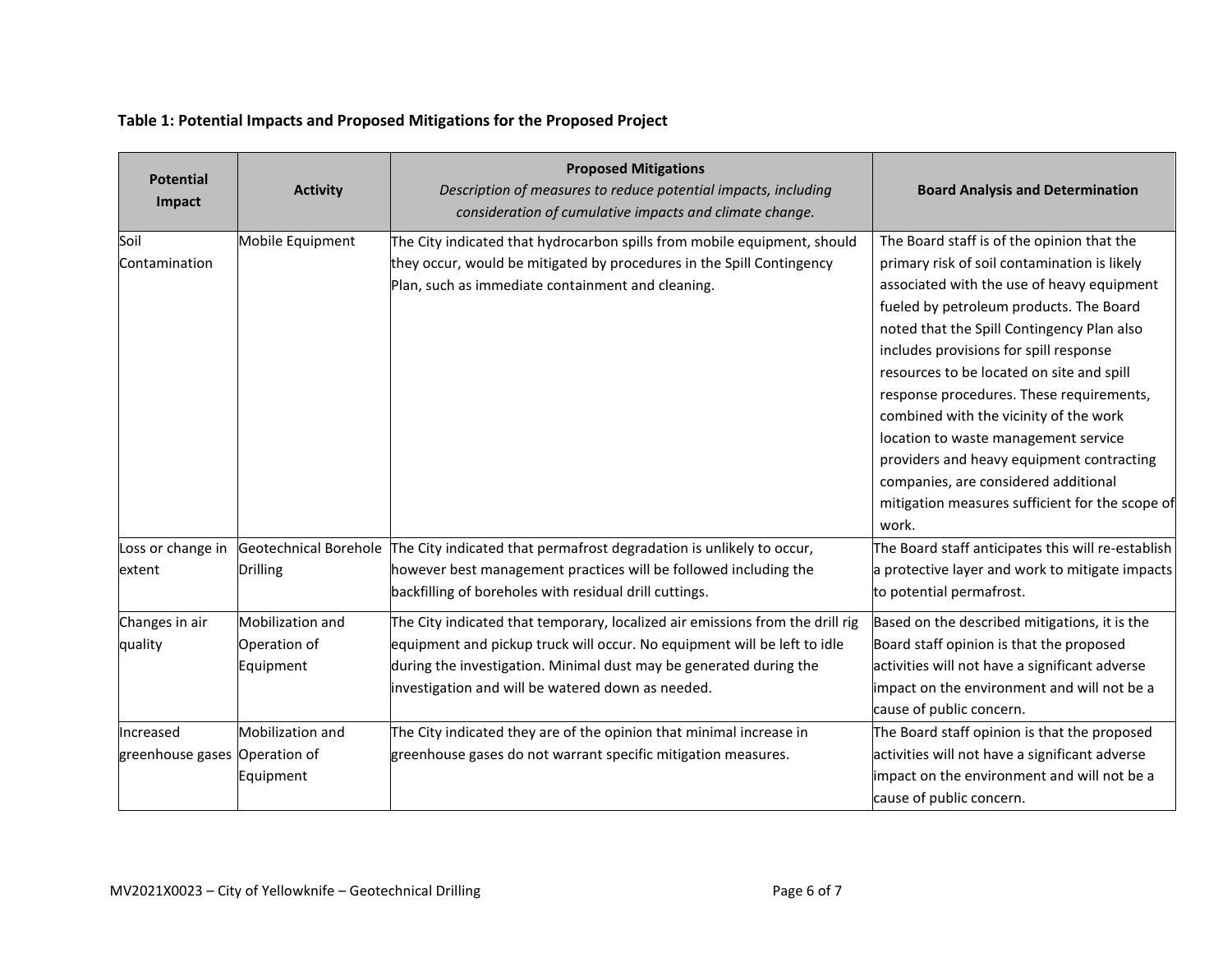**Table 1: Potential Impacts and Proposed Mitigations for the Proposed Project**

| Potential Impact | Activity | Proposed Mitigations<br>*Description of measures to reduce potential impacts, including consideration of cumulative impacts and climate change.* | Board Analysis and Determination |
|---|---|---|---|
| Soil Contamination | Mobile Equipment | The City indicated that hydrocarbon spills from mobile equipment, should they occur, would be mitigated by procedures in the Spill Contingency Plan, such as immediate containment and cleaning. | The Board staff is of the opinion that the primary risk of soil contamination is likely associated with the use of heavy equipment fueled by petroleum products. The Board noted that the Spill Contingency Plan also includes provisions for spill response resources to be located on site and spill response procedures. These requirements, combined with the vicinity of the work location to waste management service providers and heavy equipment contracting companies, are considered additional mitigation measures sufficient for the scope of work. |
| Loss or change in extent | Geotechnical Borehole Drilling | The City indicated that permafrost degradation is unlikely to occur, however best management practices will be followed including the backfilling of boreholes with residual drill cuttings. | The Board staff anticipates this will re-establish a protective layer and work to mitigate impacts to potential permafrost. |
| Changes in air quality | Mobilization and Operation of Equipment | The City indicated that temporary, localized air emissions from the drill rig equipment and pickup truck will occur. No equipment will be left to idle during the investigation. Minimal dust may be generated during the investigation and will be watered down as needed. | Based on the described mitigations, it is the Board staff opinion is that the proposed activities will not have a significant adverse impact on the environment and will not be a cause of public concern. |
| Increased greenhouse gases | Mobilization and Operation of Equipment | The City indicated they are of the opinion that minimal increase in greenhouse gases do not warrant specific mitigation measures. | The Board staff opinion is that the proposed activities will not have a significant adverse impact on the environment and will not be a cause of public concern. |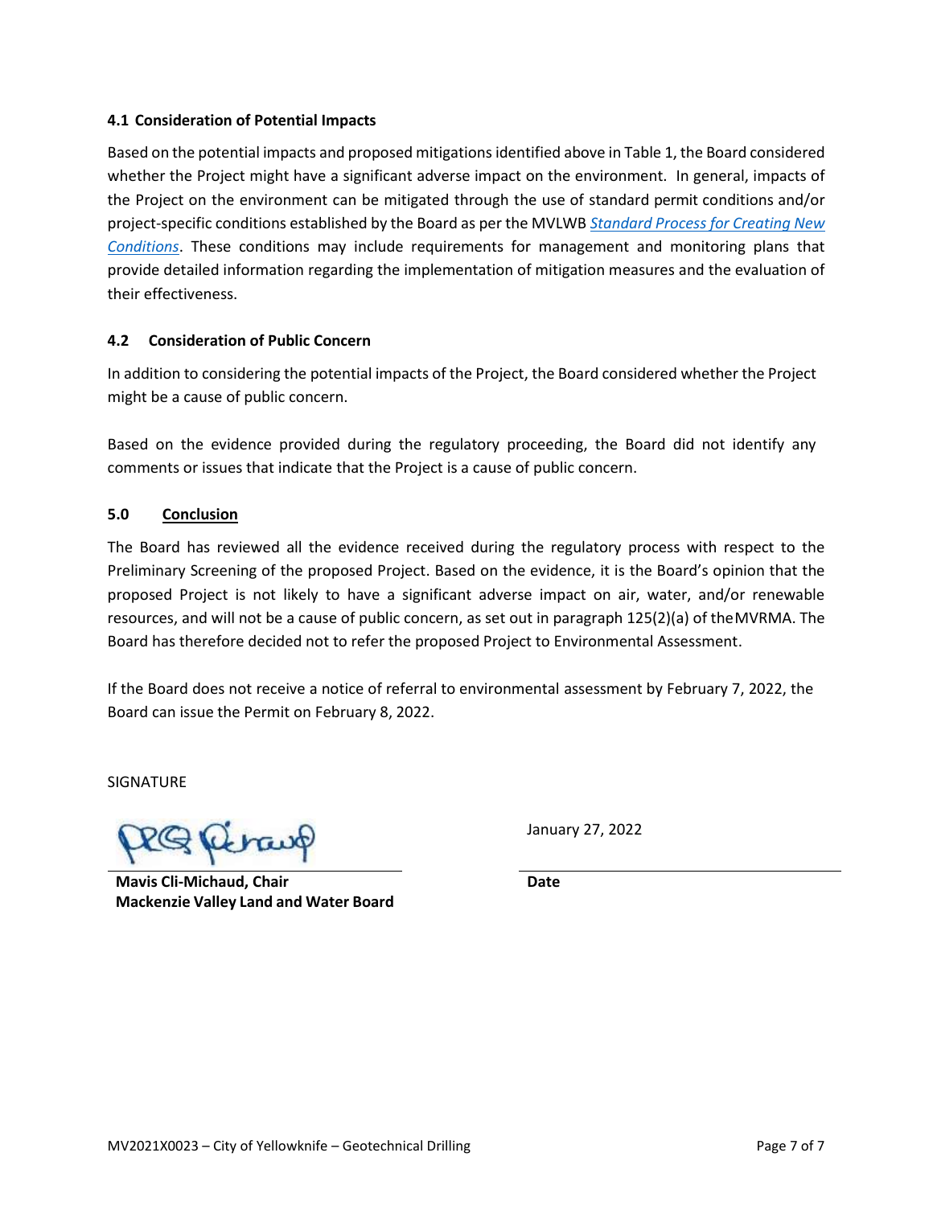### 4.1 Consideration of Potential Impacts

Based on the potential impacts and proposed mitigations identified above in Table 1, the Board considered whether the Project might have a significant adverse impact on the environment. In general, impacts of the Project on the environment can be mitigated through the use of standard permit conditions and/or project-specific conditions established by the Board as per the MVLWB *Standard Process for Creating New Conditions*. These conditions may include requirements for management and monitoring plans that provide detailed information regarding the implementation of mitigation measures and the evaluation of their effectiveness.

### 4.2 Consideration of Public Concern

In addition to considering the potential impacts of the Project, the Board considered whether the Project might be a cause of public concern.

Based on the evidence provided during the regulatory proceeding, the Board did not identify any comments or issues that indicate that the Project is a cause of public concern.

## 5.0 Conclusion

The Board has reviewed all the evidence received during the regulatory process with respect to the Preliminary Screening of the proposed Project. Based on the evidence, it is the Board's opinion that the proposed Project is not likely to have a significant adverse impact on air, water, and/or renewable resources, and will not be a cause of public concern, as set out in paragraph 125(2)(a) of the MVRMA. The Board has therefore decided not to refer the proposed Project to Environmental Assessment.

If the Board does not receive a notice of referral to environmental assessment by February 7, 2022, the Board can issue the Permit on February 8, 2022.

SIGNATURE

**Mavis Cli-Michaud, Chair**
**Mackenzie Valley Land and Water Board**

January 27, 2022

**Date**